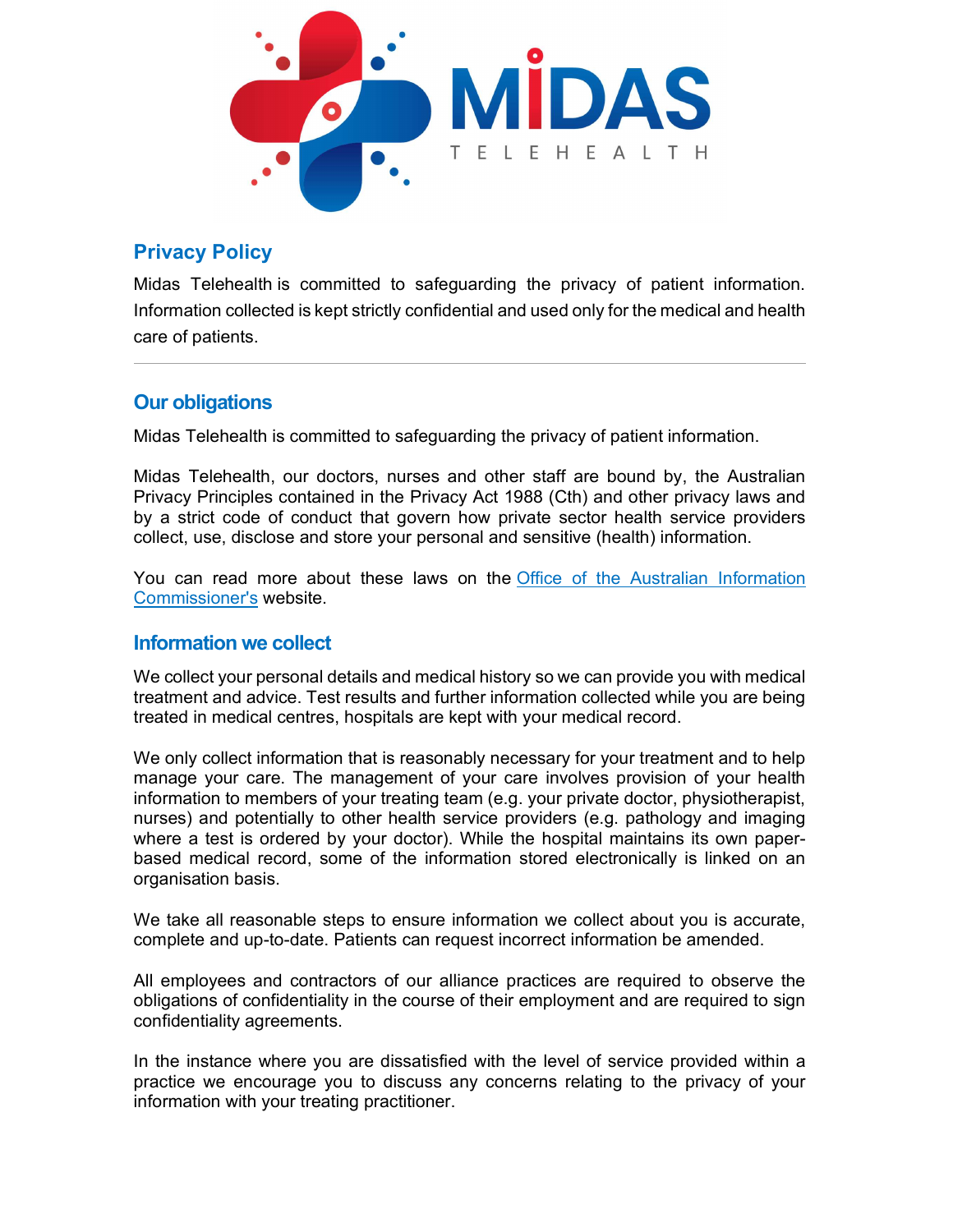## Privacy Policy

Midas Telehealth is committed to safeguarding the privacy of patient information. Information collected is kept strictly confidential and used only for the medical and health care of patients.

---

## Our obligations

Midas Telehealth is committed to safeguarding the privacy of patient information.

Midas Telehealth, our doctors, nurses and other staff are bound by, the Australian Privacy Principles contained in the Privacy Act 1988 (Cth) and other privacy laws and by a strict code of conduct that govern how private sector health service providers collect, use, disclose and store your personal and sensitive (health) information.

You can read more about these laws on the Office of the Australian Information Commissioner's website.

## Information we collect

We collect your personal details and medical history so we can provide you with medical treatment and advice. Test results and further information collected while you are being treated in medical centres, hospitals are kept with your medical record.

We only collect information that is reasonably necessary for your treatment and to help manage your care. The management of your care involves provision of your health information to members of your treating team (e.g. your private doctor, physiotherapist, nurses) and potentially to other health service providers (e.g. pathology and imaging where a test is ordered by your doctor). While the hospital maintains its own paper-based medical record, some of the information stored electronically is linked on an organisation basis.

We take all reasonable steps to ensure information we collect about you is accurate, complete and up-to-date. Patients can request incorrect information be amended.

All employees and contractors of our alliance practices are required to observe the obligations of confidentiality in the course of their employment and are required to sign confidentiality agreements.

In the instance where you are dissatisfied with the level of service provided within a practice we encourage you to discuss any concerns relating to the privacy of your information with your treating practitioner.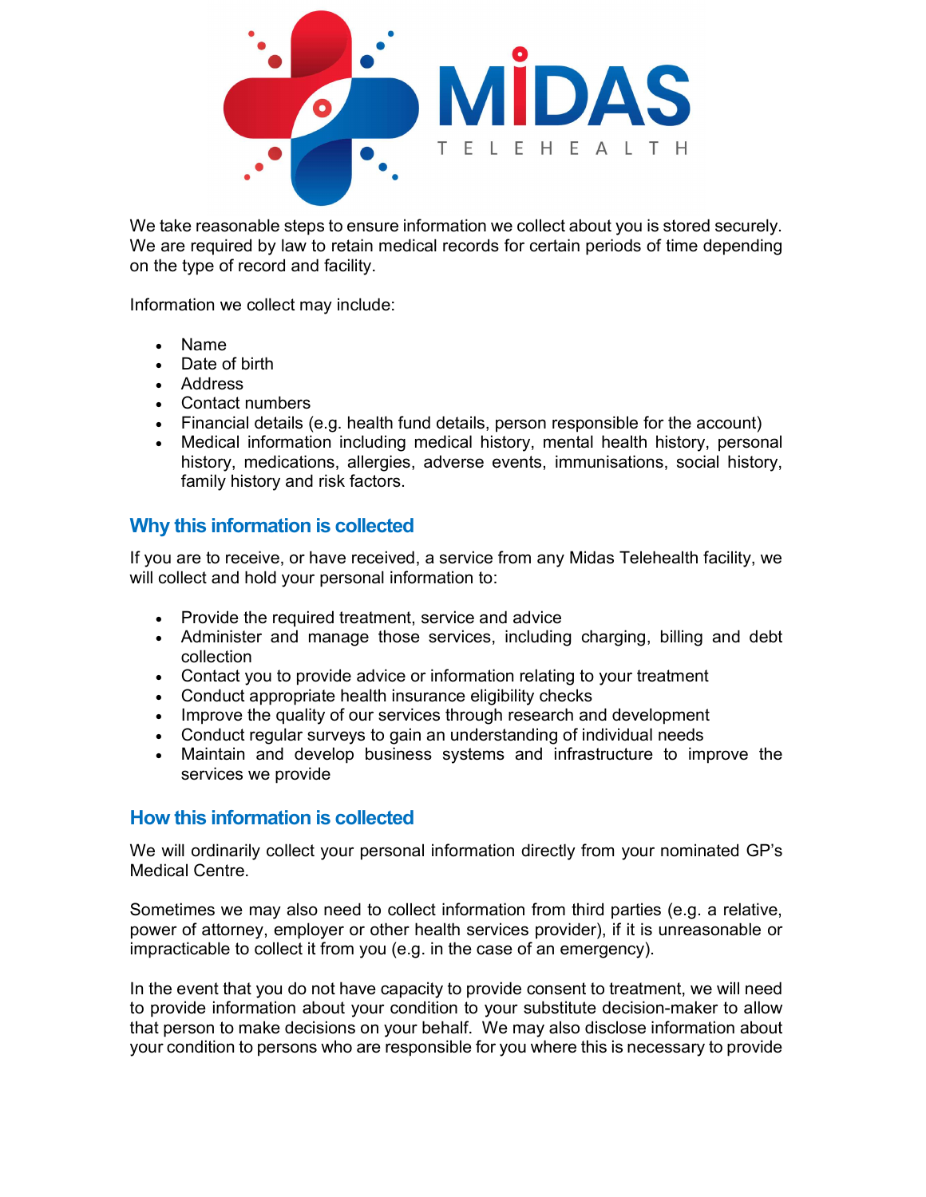We take reasonable steps to ensure information we collect about you is stored securely. We are required by law to retain medical records for certain periods of time depending on the type of record and facility.

Information we collect may include:

- Name
- Date of birth
- Address
- Contact numbers
- Financial details (e.g. health fund details, person responsible for the account)
- Medical information including medical history, mental health history, personal history, medications, allergies, adverse events, immunisations, social history, family history and risk factors.

## Why this information is collected

If you are to receive, or have received, a service from any Midas Telehealth facility, we will collect and hold your personal information to:

- Provide the required treatment, service and advice
- Administer and manage those services, including charging, billing and debt collection
- Contact you to provide advice or information relating to your treatment
- Conduct appropriate health insurance eligibility checks
- Improve the quality of our services through research and development
- Conduct regular surveys to gain an understanding of individual needs
- Maintain and develop business systems and infrastructure to improve the services we provide

## How this information is collected

We will ordinarily collect your personal information directly from your nominated GP's Medical Centre.

Sometimes we may also need to collect information from third parties (e.g. a relative, power of attorney, employer or other health services provider), if it is unreasonable or impracticable to collect it from you (e.g. in the case of an emergency).

In the event that you do not have capacity to provide consent to treatment, we will need to provide information about your condition to your substitute decision-maker to allow that person to make decisions on your behalf. We may also disclose information about your condition to persons who are responsible for you where this is necessary to provide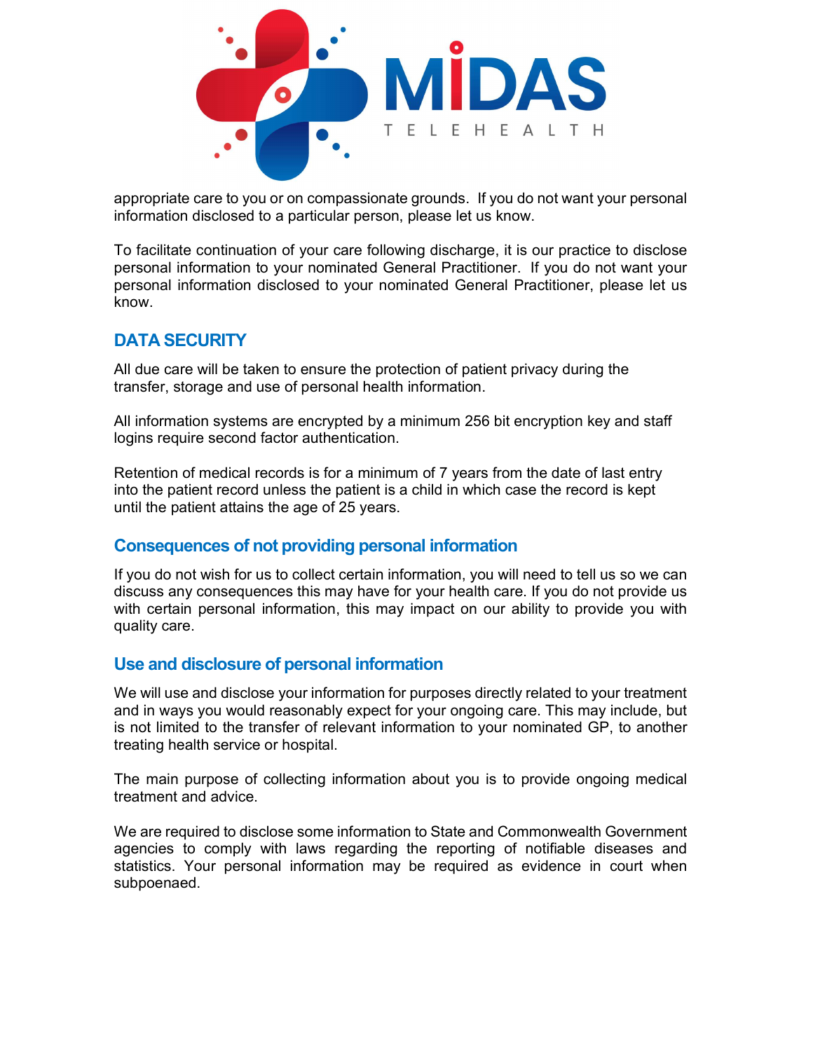appropriate care to you or on compassionate grounds. If you do not want your personal information disclosed to a particular person, please let us know.

To facilitate continuation of your care following discharge, it is our practice to disclose personal information to your nominated General Practitioner. If you do not want your personal information disclosed to your nominated General Practitioner, please let us know.

## DATA SECURITY

All due care will be taken to ensure the protection of patient privacy during the transfer, storage and use of personal health information.

All information systems are encrypted by a minimum 256 bit encryption key and staff logins require second factor authentication.

Retention of medical records is for a minimum of 7 years from the date of last entry into the patient record unless the patient is a child in which case the record is kept until the patient attains the age of 25 years.

## Consequences of not providing personal information

If you do not wish for us to collect certain information, you will need to tell us so we can discuss any consequences this may have for your health care. If you do not provide us with certain personal information, this may impact on our ability to provide you with quality care.

## Use and disclosure of personal information

We will use and disclose your information for purposes directly related to your treatment and in ways you would reasonably expect for your ongoing care. This may include, but is not limited to the transfer of relevant information to your nominated GP, to another treating health service or hospital.

The main purpose of collecting information about you is to provide ongoing medical treatment and advice.

We are required to disclose some information to State and Commonwealth Government agencies to comply with laws regarding the reporting of notifiable diseases and statistics. Your personal information may be required as evidence in court when subpoenaed.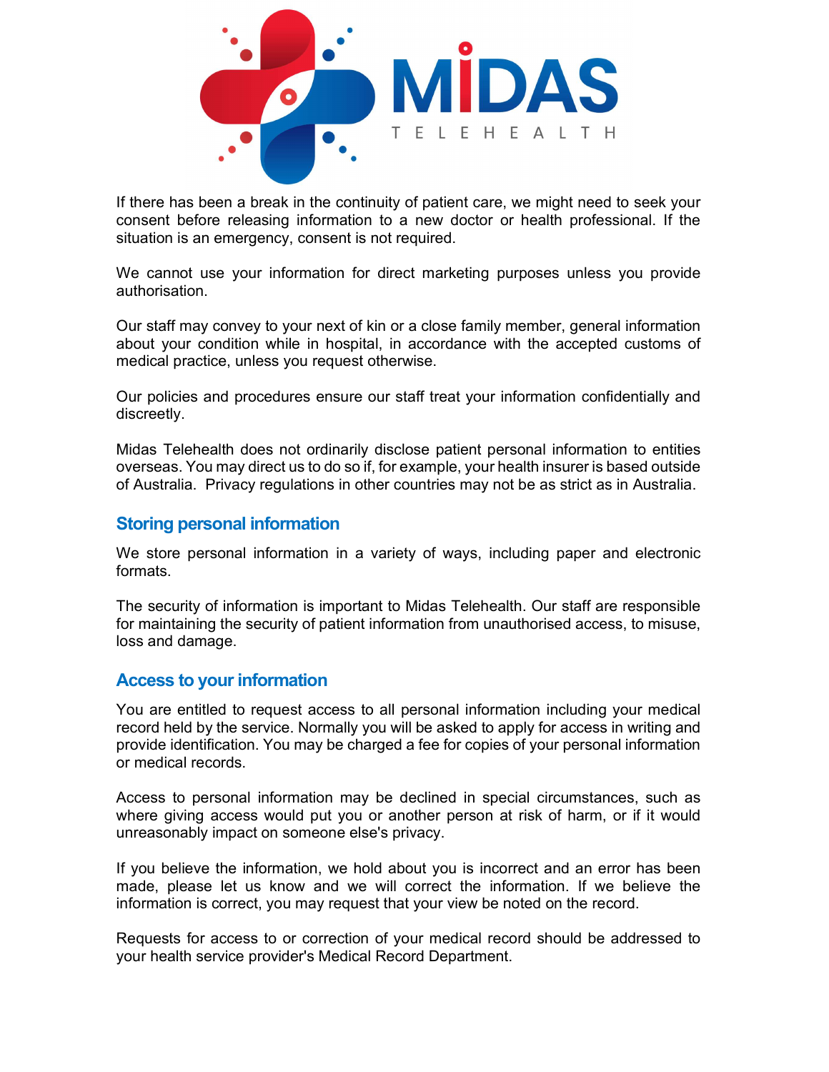If there has been a break in the continuity of patient care, we might need to seek your consent before releasing information to a new doctor or health professional. If the situation is an emergency, consent is not required.

We cannot use your information for direct marketing purposes unless you provide authorisation.

Our staff may convey to your next of kin or a close family member, general information about your condition while in hospital, in accordance with the accepted customs of medical practice, unless you request otherwise.

Our policies and procedures ensure our staff treat your information confidentially and discreetly.

Midas Telehealth does not ordinarily disclose patient personal information to entities overseas. You may direct us to do so if, for example, your health insurer is based outside of Australia. Privacy regulations in other countries may not be as strict as in Australia.

## Storing personal information

We store personal information in a variety of ways, including paper and electronic formats.

The security of information is important to Midas Telehealth. Our staff are responsible for maintaining the security of patient information from unauthorised access, to misuse, loss and damage.

## Access to your information

You are entitled to request access to all personal information including your medical record held by the service. Normally you will be asked to apply for access in writing and provide identification. You may be charged a fee for copies of your personal information or medical records.

Access to personal information may be declined in special circumstances, such as where giving access would put you or another person at risk of harm, or if it would unreasonably impact on someone else's privacy.

If you believe the information, we hold about you is incorrect and an error has been made, please let us know and we will correct the information. If we believe the information is correct, you may request that your view be noted on the record.

Requests for access to or correction of your medical record should be addressed to your health service provider's Medical Record Department.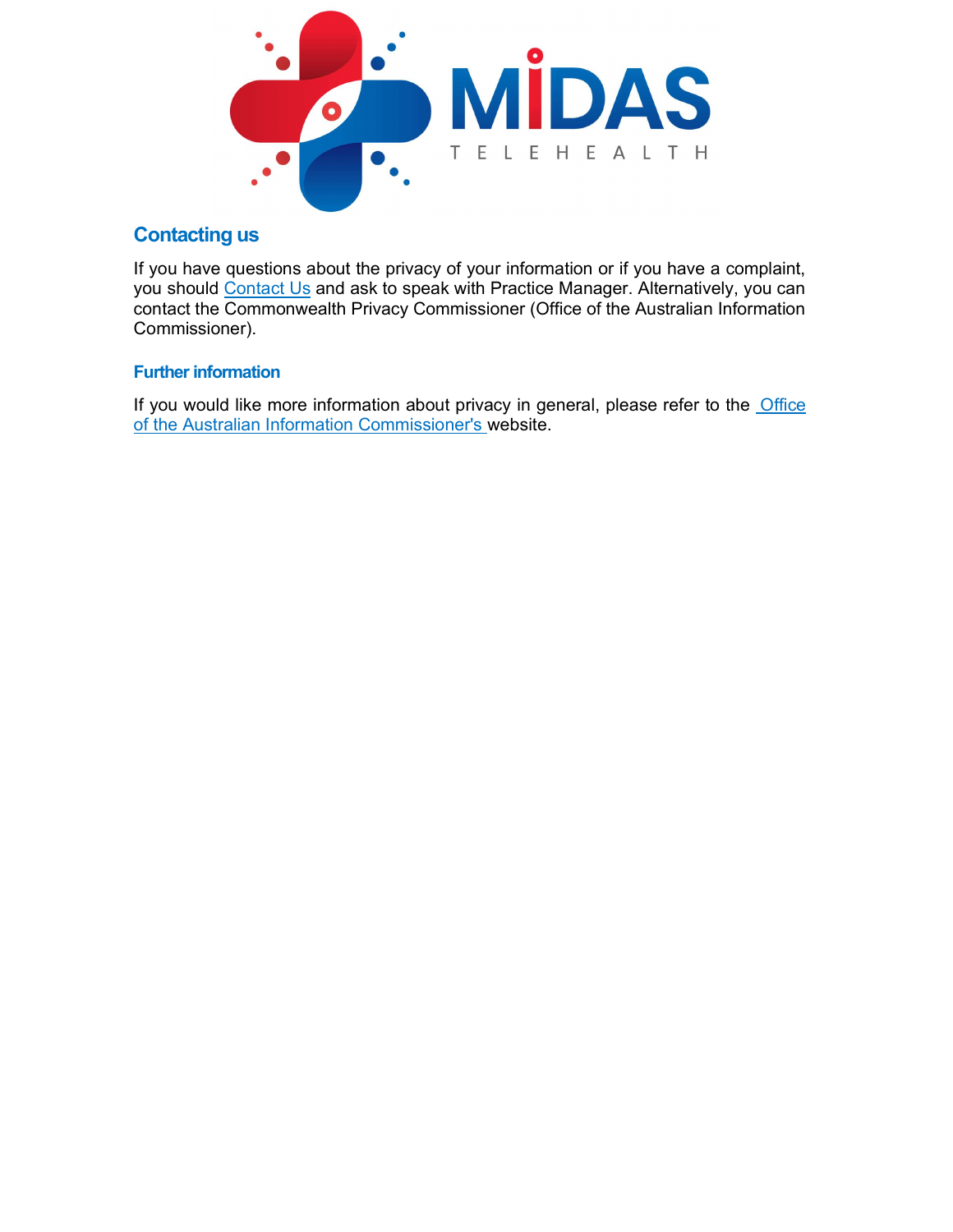## Contacting us

If you have questions about the privacy of your information or if you have a complaint, you should Contact Us and ask to speak with Practice Manager. Alternatively, you can contact the Commonwealth Privacy Commissioner (Office of the Australian Information Commissioner).

### Further information

If you would like more information about privacy in general, please refer to the Office of the Australian Information Commissioner's website.